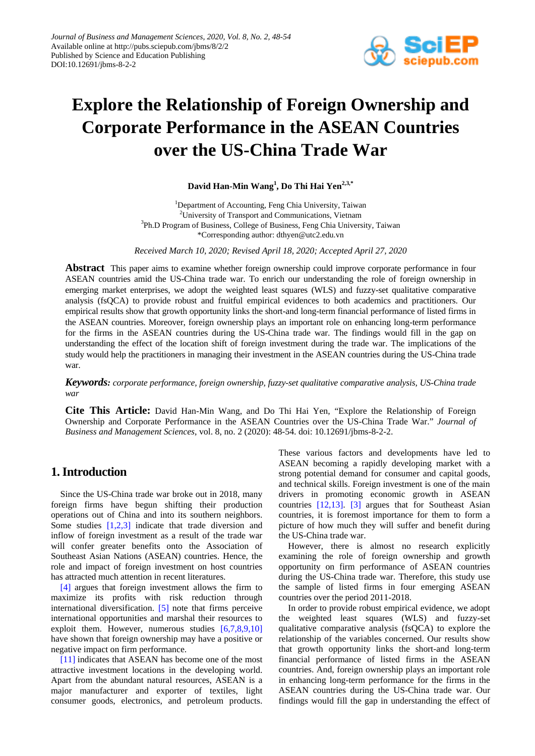# Explore the Relationship of Foreign Ownership and Corporate Performance in the ASEAN Countries over the US-China Trade War

**David Han-Min Wang[1], Do Thi Hai Yen[2,3,*]**

[1]Department of Accounting, Feng Chia University, Taiwan
[2]University of Transport and Communications, Vietnam
[3]Ph.D Program of Business, College of Business, Feng Chia University, Taiwan
*Corresponding author: dthyen@utc2.edu.vn

*Received March 10, 2020; Revised April 18, 2020; Accepted April 27, 2020*

**Abstract** This paper aims to examine whether foreign ownership could improve corporate performance in four ASEAN countries amid the US-China trade war. To enrich our understanding the role of foreign ownership in emerging market enterprises, we adopt the weighted least squares (WLS) and fuzzy-set qualitative comparative analysis (fsQCA) to provide robust and fruitful empirical evidences to both academics and practitioners. Our empirical results show that growth opportunity links the short-and long-term financial performance of listed firms in the ASEAN countries. Moreover, foreign ownership plays an important role on enhancing long-term performance for the firms in the ASEAN countries during the US-China trade war. The findings would fill in the gap on understanding the effect of the location shift of foreign investment during the trade war. The implications of the study would help the practitioners in managing their investment in the ASEAN countries during the US-China trade war.

***Keywords:*** *corporate performance, foreign ownership, fuzzy-set qualitative comparative analysis, US-China trade war*

**Cite This Article:** David Han-Min Wang, and Do Thi Hai Yen, "Explore the Relationship of Foreign Ownership and Corporate Performance in the ASEAN Countries over the US-China Trade War." *Journal of Business and Management Sciences*, vol. 8, no. 2 (2020): 48-54. doi: 10.12691/jbms-8-2-2.

## 1. Introduction

Since the US-China trade war broke out in 2018, many foreign firms have begun shifting their production operations out of China and into its southern neighbors. Some studies [1,2,3] indicate that trade diversion and inflow of foreign investment as a result of the trade war will confer greater benefits onto the Association of Southeast Asian Nations (ASEAN) countries. Hence, the role and impact of foreign investment on host countries has attracted much attention in recent literatures.

[4] argues that foreign investment allows the firm to maximize its profits with risk reduction through international diversification. [5] note that firms perceive international opportunities and marshal their resources to exploit them. However, numerous studies [6,7,8,9,10] have shown that foreign ownership may have a positive or negative impact on firm performance.

[11] indicates that ASEAN has become one of the most attractive investment locations in the developing world. Apart from the abundant natural resources, ASEAN is a major manufacturer and exporter of textiles, light consumer goods, electronics, and petroleum products. These various factors and developments have led to ASEAN becoming a rapidly developing market with a strong potential demand for consumer and capital goods, and technical skills. Foreign investment is one of the main drivers in promoting economic growth in ASEAN countries [12,13]. [3] argues that for Southeast Asian countries, it is foremost importance for them to form a picture of how much they will suffer and benefit during the US-China trade war.

However, there is almost no research explicitly examining the role of foreign ownership and growth opportunity on firm performance of ASEAN countries during the US-China trade war. Therefore, this study use the sample of listed firms in four emerging ASEAN countries over the period 2011-2018.

In order to provide robust empirical evidence, we adopt the weighted least squares (WLS) and fuzzy-set qualitative comparative analysis (fsQCA) to explore the relationship of the variables concerned. Our results show that growth opportunity links the short-and long-term financial performance of listed firms in the ASEAN countries. And, foreign ownership plays an important role in enhancing long-term performance for the firms in the ASEAN countries during the US-China trade war. Our findings would fill the gap in understanding the effect of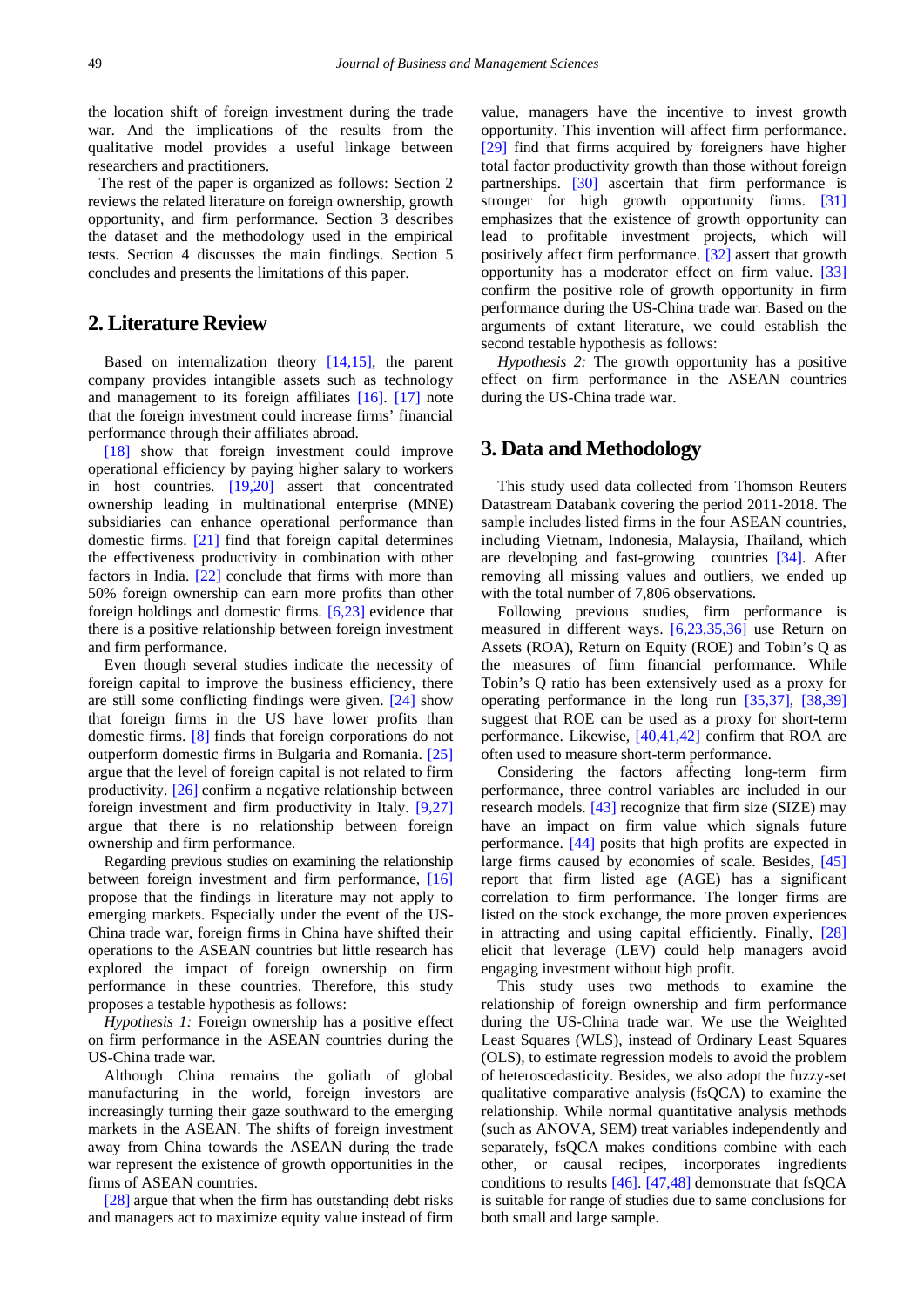the location shift of foreign investment during the trade war. And the implications of the results from the qualitative model provides a useful linkage between researchers and practitioners.

The rest of the paper is organized as follows: Section 2 reviews the related literature on foreign ownership, growth opportunity, and firm performance. Section 3 describes the dataset and the methodology used in the empirical tests. Section 4 discusses the main findings. Section 5 concludes and presents the limitations of this paper.

## 2. Literature Review

Based on internalization theory [14,15], the parent company provides intangible assets such as technology and management to its foreign affiliates [16]. [17] note that the foreign investment could increase firms' financial performance through their affiliates abroad.

[18] show that foreign investment could improve operational efficiency by paying higher salary to workers in host countries. [19,20] assert that concentrated ownership leading in multinational enterprise (MNE) subsidiaries can enhance operational performance than domestic firms. [21] find that foreign capital determines the effectiveness productivity in combination with other factors in India. [22] conclude that firms with more than 50% foreign ownership can earn more profits than other foreign holdings and domestic firms. [6,23] evidence that there is a positive relationship between foreign investment and firm performance.

Even though several studies indicate the necessity of foreign capital to improve the business efficiency, there are still some conflicting findings were given. [24] show that foreign firms in the US have lower profits than domestic firms. [8] finds that foreign corporations do not outperform domestic firms in Bulgaria and Romania. [25] argue that the level of foreign capital is not related to firm productivity. [26] confirm a negative relationship between foreign investment and firm productivity in Italy. [9,27] argue that there is no relationship between foreign ownership and firm performance.

Regarding previous studies on examining the relationship between foreign investment and firm performance, [16] propose that the findings in literature may not apply to emerging markets. Especially under the event of the US-China trade war, foreign firms in China have shifted their operations to the ASEAN countries but little research has explored the impact of foreign ownership on firm performance in these countries. Therefore, this study proposes a testable hypothesis as follows:

*Hypothesis 1:* Foreign ownership has a positive effect on firm performance in the ASEAN countries during the US-China trade war.

Although China remains the goliath of global manufacturing in the world, foreign investors are increasingly turning their gaze southward to the emerging markets in the ASEAN. The shifts of foreign investment away from China towards the ASEAN during the trade war represent the existence of growth opportunities in the firms of ASEAN countries.

[28] argue that when the firm has outstanding debt risks and managers act to maximize equity value instead of firm value, managers have the incentive to invest growth opportunity. This invention will affect firm performance. [29] find that firms acquired by foreigners have higher total factor productivity growth than those without foreign partnerships. [30] ascertain that firm performance is stronger for high growth opportunity firms. [31] emphasizes that the existence of growth opportunity can lead to profitable investment projects, which will positively affect firm performance. [32] assert that growth opportunity has a moderator effect on firm value. [33] confirm the positive role of growth opportunity in firm performance during the US-China trade war. Based on the arguments of extant literature, we could establish the second testable hypothesis as follows:

*Hypothesis 2:* The growth opportunity has a positive effect on firm performance in the ASEAN countries during the US-China trade war.

## 3. Data and Methodology

This study used data collected from Thomson Reuters Datastream Databank covering the period 2011-2018. The sample includes listed firms in the four ASEAN countries, including Vietnam, Indonesia, Malaysia, Thailand, which are developing and fast-growing countries [34]. After removing all missing values and outliers, we ended up with the total number of 7,806 observations.

Following previous studies, firm performance is measured in different ways. [6,23,35,36] use Return on Assets (ROA), Return on Equity (ROE) and Tobin's Q as the measures of firm financial performance. While Tobin's Q ratio has been extensively used as a proxy for operating performance in the long run [35,37], [38,39] suggest that ROE can be used as a proxy for short-term performance. Likewise, [40,41,42] confirm that ROA are often used to measure short-term performance.

Considering the factors affecting long-term firm performance, three control variables are included in our research models. [43] recognize that firm size (SIZE) may have an impact on firm value which signals future performance. [44] posits that high profits are expected in large firms caused by economies of scale. Besides, [45] report that firm listed age (AGE) has a significant correlation to firm performance. The longer firms are listed on the stock exchange, the more proven experiences in attracting and using capital efficiently. Finally, [28] elicit that leverage (LEV) could help managers avoid engaging investment without high profit.

This study uses two methods to examine the relationship of foreign ownership and firm performance during the US-China trade war. We use the Weighted Least Squares (WLS), instead of Ordinary Least Squares (OLS), to estimate regression models to avoid the problem of heteroscedasticity. Besides, we also adopt the fuzzy-set qualitative comparative analysis (fsQCA) to examine the relationship. While normal quantitative analysis methods (such as ANOVA, SEM) treat variables independently and separately, fsQCA makes conditions combine with each other, or causal recipes, incorporates ingredients conditions to results [46]. [47,48] demonstrate that fsQCA is suitable for range of studies due to same conclusions for both small and large sample.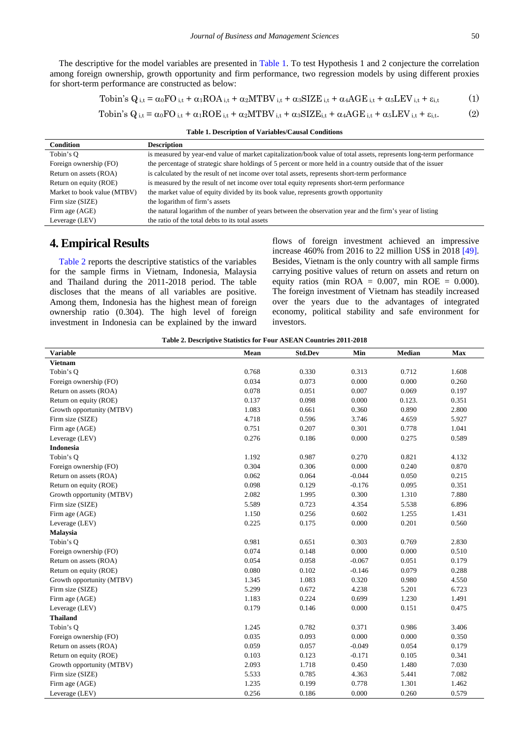The descriptive for the model variables are presented in Table 1. To test Hypothesis 1 and 2 conjecture the correlation among foreign ownership, growth opportunity and firm performance, two regression models by using different proxies for short-term performance are constructed as below:

$$\text{Tobin's } Q_{i,t} = \alpha_0 FO_{i,t} + \alpha_1 ROA_{i,t} + \alpha_2 MTBV_{i,t} + \alpha_3 SIZE_{i,t} + \alpha_4 AGE_{i,t} + \alpha_5 LEV_{i,t} + \varepsilon_{i,t} \quad (1)$$

$$\text{Tobin's } Q_{i,t} = \alpha_0 FO_{i,t} + \alpha_1 ROE_{i,t} + \alpha_2 MTBV_{i,t} + \alpha_3 SIZE_{i,t} + \alpha_4 AGE_{i,t} + \alpha_5 LEV_{i,t} + \varepsilon_{i,t}. \quad (2)$$

**Table 1. Description of Variables/Causal Conditions**

| Condition | Description |
|---|---|
| Tobin's Q | is measured by year-end value of market capitalization/book value of total assets, represents long-term performance |
| Foreign ownership (FO) | the percentage of strategic share holdings of 5 percent or more held in a country outside that of the issuer |
| Return on assets (ROA) | is calculated by the result of net income over total assets, represents short-term performance |
| Return on equity (ROE) | is measured by the result of net income over total equity represents short-term performance |
| Market to book value (MTBV) | the market value of equity divided by its book value, represents growth opportunity |
| Firm size (SIZE) | the logarithm of firm's assets |
| Firm age (AGE) | the natural logarithm of the number of years between the observation year and the firm's year of listing |
| Leverage (LEV) | the ratio of the total debts to its total assets |

## 4. Empirical Results

Table 2 reports the descriptive statistics of the variables for the sample firms in Vietnam, Indonesia, Malaysia and Thailand during the 2011-2018 period. The table discloses that the means of all variables are positive. Among them, Indonesia has the highest mean of foreign ownership ratio (0.304). The high level of foreign investment in Indonesia can be explained by the inward flows of foreign investment achieved an impressive increase 460% from 2016 to 22 million US$ in 2018 [49]. Besides, Vietnam is the only country with all sample firms carrying positive values of return on assets and return on equity ratios (min ROA = 0.007, min ROE = 0.000). The foreign investment of Vietnam has steadily increased over the years due to the advantages of integrated economy, political stability and safe environment for investors.

**Table 2. Descriptive Statistics for Four ASEAN Countries 2011-2018**

| Variable | Mean | Std.Dev | Min | Median | Max |
|---|---|---|---|---|---|
| **Vietnam** | | | | | |
| Tobin's Q | 0.768 | 0.330 | 0.313 | 0.712 | 1.608 |
| Foreign ownership (FO) | 0.034 | 0.073 | 0.000 | 0.000 | 0.260 |
| Return on assets (ROA) | 0.078 | 0.051 | 0.007 | 0.069 | 0.197 |
| Return on equity (ROE) | 0.137 | 0.098 | 0.000 | 0.123. | 0.351 |
| Growth opportunity (MTBV) | 1.083 | 0.661 | 0.360 | 0.890 | 2.800 |
| Firm size (SIZE) | 4.718 | 0.596 | 3.746 | 4.659 | 5.927 |
| Firm age (AGE) | 0.751 | 0.207 | 0.301 | 0.778 | 1.041 |
| Leverage (LEV) | 0.276 | 0.186 | 0.000 | 0.275 | 0.589 |
| **Indonesia** | | | | | |
| Tobin's Q | 1.192 | 0.987 | 0.270 | 0.821 | 4.132 |
| Foreign ownership (FO) | 0.304 | 0.306 | 0.000 | 0.240 | 0.870 |
| Return on assets (ROA) | 0.062 | 0.064 | -0.044 | 0.050 | 0.215 |
| Return on equity (ROE) | 0.098 | 0.129 | -0.176 | 0.095 | 0.351 |
| Growth opportunity (MTBV) | 2.082 | 1.995 | 0.300 | 1.310 | 7.880 |
| Firm size (SIZE) | 5.589 | 0.723 | 4.354 | 5.538 | 6.896 |
| Firm age (AGE) | 1.150 | 0.256 | 0.602 | 1.255 | 1.431 |
| Leverage (LEV) | 0.225 | 0.175 | 0.000 | 0.201 | 0.560 |
| **Malaysia** | | | | | |
| Tobin's Q | 0.981 | 0.651 | 0.303 | 0.769 | 2.830 |
| Foreign ownership (FO) | 0.074 | 0.148 | 0.000 | 0.000 | 0.510 |
| Return on assets (ROA) | 0.054 | 0.058 | -0.067 | 0.051 | 0.179 |
| Return on equity (ROE) | 0.080 | 0.102 | -0.146 | 0.079 | 0.288 |
| Growth opportunity (MTBV) | 1.345 | 1.083 | 0.320 | 0.980 | 4.550 |
| Firm size (SIZE) | 5.299 | 0.672 | 4.238 | 5.201 | 6.723 |
| Firm age (AGE) | 1.183 | 0.224 | 0.699 | 1.230 | 1.491 |
| Leverage (LEV) | 0.179 | 0.146 | 0.000 | 0.151 | 0.475 |
| **Thailand** | | | | | |
| Tobin's Q | 1.245 | 0.782 | 0.371 | 0.986 | 3.406 |
| Foreign ownership (FO) | 0.035 | 0.093 | 0.000 | 0.000 | 0.350 |
| Return on assets (ROA) | 0.059 | 0.057 | -0.049 | 0.054 | 0.179 |
| Return on equity (ROE) | 0.103 | 0.123 | -0.171 | 0.105 | 0.341 |
| Growth opportunity (MTBV) | 2.093 | 1.718 | 0.450 | 1.480 | 7.030 |
| Firm size (SIZE) | 5.533 | 0.785 | 4.363 | 5.441 | 7.082 |
| Firm age (AGE) | 1.235 | 0.199 | 0.778 | 1.301 | 1.462 |
| Leverage (LEV) | 0.256 | 0.186 | 0.000 | 0.260 | 0.579 |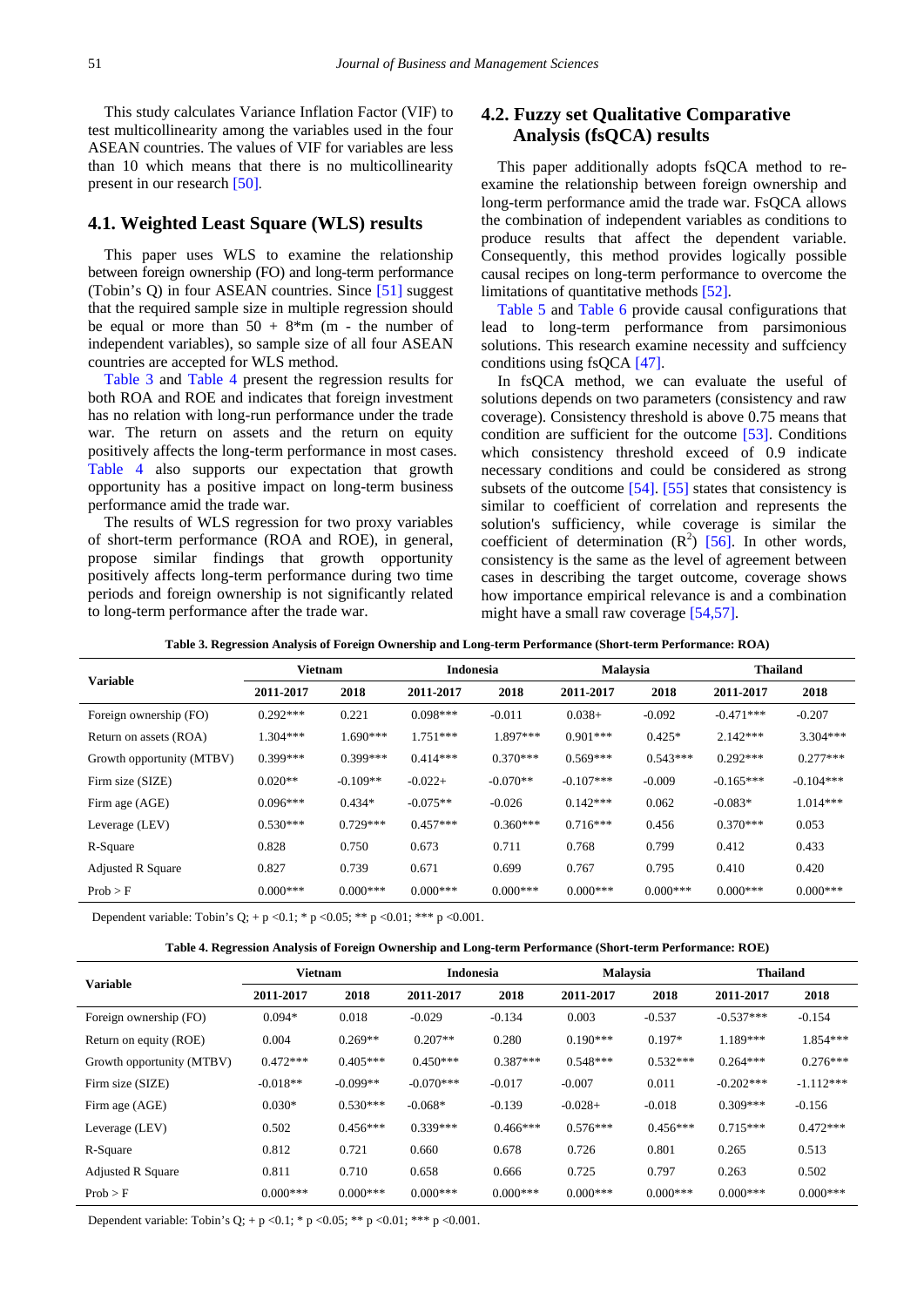This study calculates Variance Inflation Factor (VIF) to test multicollinearity among the variables used in the four ASEAN countries. The values of VIF for variables are less than 10 which means that there is no multicollinearity present in our research [50].

## 4.1. Weighted Least Square (WLS) results

This paper uses WLS to examine the relationship between foreign ownership (FO) and long-term performance (Tobin's Q) in four ASEAN countries. Since [51] suggest that the required sample size in multiple regression should be equal or more than 50 + 8*m (m - the number of independent variables), so sample size of all four ASEAN countries are accepted for WLS method.

Table 3 and Table 4 present the regression results for both ROA and ROE and indicates that foreign investment has no relation with long-run performance under the trade war. The return on assets and the return on equity positively affects the long-term performance in most cases. Table 4 also supports our expectation that growth opportunity has a positive impact on long-term business performance amid the trade war.

The results of WLS regression for two proxy variables of short-term performance (ROA and ROE), in general, propose similar findings that growth opportunity positively affects long-term performance during two time periods and foreign ownership is not significantly related to long-term performance after the trade war.

## 4.2. Fuzzy set Qualitative Comparative Analysis (fsQCA) results

This paper additionally adopts fsQCA method to re-examine the relationship between foreign ownership and long-term performance amid the trade war. FsQCA allows the combination of independent variables as conditions to produce results that affect the dependent variable. Consequently, this method provides logically possible causal recipes on long-term performance to overcome the limitations of quantitative methods [52].

Table 5 and Table 6 provide causal configurations that lead to long-term performance from parsimonious solutions. This research examine necessity and suffciency conditions using fsQCA [47].

In fsQCA method, we can evaluate the useful of solutions depends on two parameters (consistency and raw coverage). Consistency threshold is above 0.75 means that condition are sufficient for the outcome [53]. Conditions which consistency threshold exceed of 0.9 indicate necessary conditions and could be considered as strong subsets of the outcome [54]. [55] states that consistency is similar to coefficient of correlation and represents the solution's sufficiency, while coverage is similar the coefficient of determination ($R^2$) [56]. In other words, consistency is the same as the level of agreement between cases in describing the target outcome, coverage shows how importance empirical relevance is and a combination might have a small raw coverage [54,57].

**Table 3. Regression Analysis of Foreign Ownership and Long-term Performance (Short-term Performance: ROA)**

| Variable | Vietnam | | Indonesia | | Malaysia | | Thailand | |
|---|---|---|---|---|---|---|---|---|
| | 2011-2017 | 2018 | 2011-2017 | 2018 | 2011-2017 | 2018 | 2011-2017 | 2018 |
| Foreign ownership (FO) | 0.292*** | 0.221 | 0.098*** | -0.011 | 0.038+ | -0.092 | -0.471*** | -0.207 |
| Return on assets (ROA) | 1.304*** | 1.690*** | 1.751*** | 1.897*** | 0.901*** | 0.425* | 2.142*** | 3.304*** |
| Growth opportunity (MTBV) | 0.399*** | 0.399*** | 0.414*** | 0.370*** | 0.569*** | 0.543*** | 0.292*** | 0.277*** |
| Firm size (SIZE) | 0.020** | -0.109** | -0.022+ | -0.070** | -0.107*** | -0.009 | -0.165*** | -0.104*** |
| Firm age (AGE) | 0.096*** | 0.434* | -0.075** | -0.026 | 0.142*** | 0.062 | -0.083* | 1.014*** |
| Leverage (LEV) | 0.530*** | 0.729*** | 0.457*** | 0.360*** | 0.716*** | 0.456 | 0.370*** | 0.053 |
| R-Square | 0.828 | 0.750 | 0.673 | 0.711 | 0.768 | 0.799 | 0.412 | 0.433 |
| Adjusted R Square | 0.827 | 0.739 | 0.671 | 0.699 | 0.767 | 0.795 | 0.410 | 0.420 |
| Prob > F | 0.000*** | 0.000*** | 0.000*** | 0.000*** | 0.000*** | 0.000*** | 0.000*** | 0.000*** |

Dependent variable: Tobin's Q; + p <0.1; * p <0.05; ** p <0.01; *** p <0.001.

**Table 4. Regression Analysis of Foreign Ownership and Long-term Performance (Short-term Performance: ROE)**

| Variable | Vietnam | | Indonesia | | Malaysia | | Thailand | |
|---|---|---|---|---|---|---|---|---|
| | 2011-2017 | 2018 | 2011-2017 | 2018 | 2011-2017 | 2018 | 2011-2017 | 2018 |
| Foreign ownership (FO) | 0.094* | 0.018 | -0.029 | -0.134 | 0.003 | -0.537 | -0.537*** | -0.154 |
| Return on equity (ROE) | 0.004 | 0.269** | 0.207** | 0.280 | 0.190*** | 0.197* | 1.189*** | 1.854*** |
| Growth opportunity (MTBV) | 0.472*** | 0.405*** | 0.450*** | 0.387*** | 0.548*** | 0.532*** | 0.264*** | 0.276*** |
| Firm size (SIZE) | -0.018** | -0.099** | -0.070*** | -0.017 | -0.007 | 0.011 | -0.202*** | -1.112*** |
| Firm age (AGE) | 0.030* | 0.530*** | -0.068* | -0.139 | -0.028+ | -0.018 | 0.309*** | -0.156 |
| Leverage (LEV) | 0.502 | 0.456*** | 0.339*** | 0.466*** | 0.576*** | 0.456*** | 0.715*** | 0.472*** |
| R-Square | 0.812 | 0.721 | 0.660 | 0.678 | 0.726 | 0.801 | 0.265 | 0.513 |
| Adjusted R Square | 0.811 | 0.710 | 0.658 | 0.666 | 0.725 | 0.797 | 0.263 | 0.502 |
| Prob > F | 0.000*** | 0.000*** | 0.000*** | 0.000*** | 0.000*** | 0.000*** | 0.000*** | 0.000*** |

Dependent variable: Tobin's Q; + p <0.1; * p <0.05; ** p <0.01; *** p <0.001.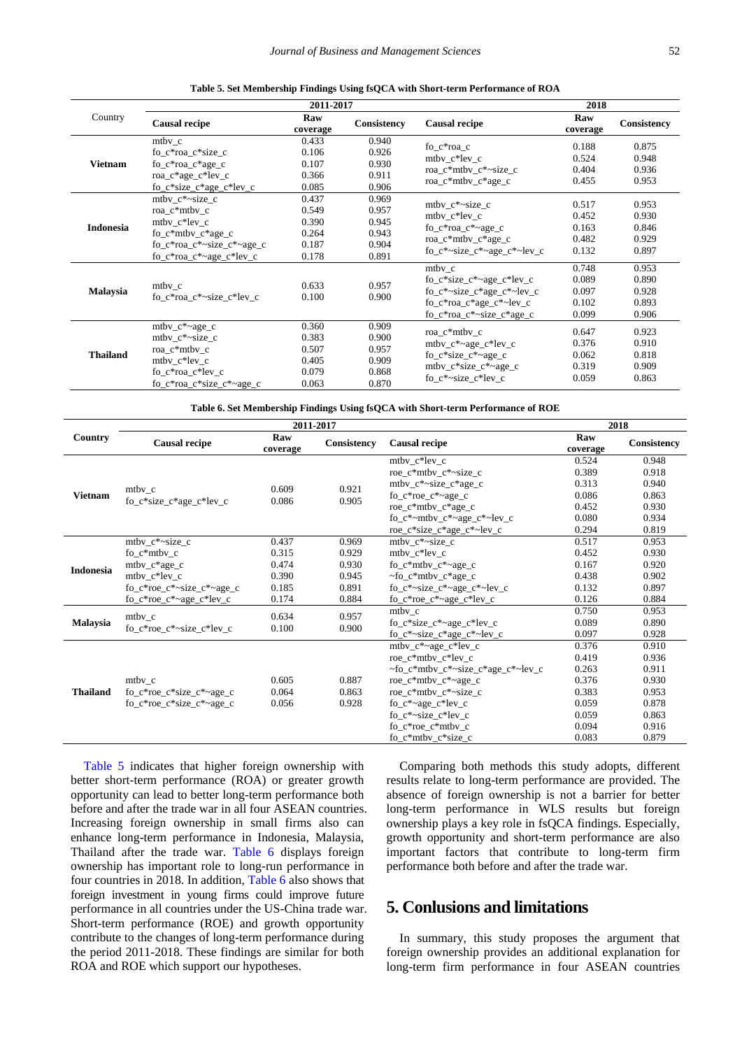**Table 5. Set Membership Findings Using fsQCA with Short-term Performance of ROA**

| Country | 2011-2017 | | | 2018 | | |
|---|---|---|---|---|---|---|
| | Causal recipe | Raw coverage | Consistency | Causal recipe | Raw coverage | Consistency |
| **Vietnam** | mtbv_c | 0.433 | 0.940 | fo_c*roa_c | 0.188 | 0.875 |
| | fo_c*roa_c*size_c | 0.106 | 0.926 | mtbv_c*lev_c | 0.524 | 0.948 |
| | fo_c*roa_c*age_c | 0.107 | 0.930 | roa_c*mtbv_c*~size_c | 0.404 | 0.936 |
| | roa_c*age_c*lev_c | 0.366 | 0.911 | roa_c*mtbv_c*age_c | 0.455 | 0.953 |
| | fo_c*size_c*age_c*lev_c | 0.085 | 0.906 | | | |
| **Indonesia** | mtbv_c*~size_c | 0.437 | 0.969 | mtbv_c*~size_c | 0.517 | 0.953 |
| | roa_c*mtbv_c | 0.549 | 0.957 | mtbv_c*lev_c | 0.452 | 0.930 |
| | mtbv_c*lev_c | 0.390 | 0.945 | fo_c*roa_c*~age_c | 0.163 | 0.846 |
| | fo_c*mtbv_c*age_c | 0.264 | 0.943 | roa_c*mtbv_c*age_c | 0.482 | 0.929 |
| | fo_c*roa_c*~size_c*~age_c | 0.187 | 0.904 | fo_c*~size_c*~age_c*~lev_c | 0.132 | 0.897 |
| | fo_c*roa_c*~age_c*lev_c | 0.178 | 0.891 | | | |
| **Malaysia** | mtbv_c | 0.633 | 0.957 | mtbv_c | 0.748 | 0.953 |
| | fo_c*roa_c*~size_c*lev_c | 0.100 | 0.900 | fo_c*size_c*~age_c*lev_c | 0.089 | 0.890 |
| | | | | fo_c*~size_c*age_c*~lev_c | 0.097 | 0.928 |
| | | | | fo_c*roa_c*age_c*~lev_c | 0.102 | 0.893 |
| | | | | fo_c*roa_c*~size_c*age_c | 0.099 | 0.906 |
| **Thailand** | mtbv_c*~age_c | 0.360 | 0.909 | roa_c*mtbv_c | 0.647 | 0.923 |
| | mtbv_c*~size_c | 0.383 | 0.900 | mtbv_c*~age_c*lev_c | 0.376 | 0.910 |
| | roa_c*mtbv_c | 0.507 | 0.957 | fo_c*size_c*~age_c | 0.062 | 0.818 |
| | mtbv_c*lev_c | 0.405 | 0.909 | mtbv_c*size_c*~age_c | 0.319 | 0.909 |
| | fo_c*roa_c*lev_c | 0.079 | 0.868 | fo_c*~size_c*lev_c | 0.059 | 0.863 |
| | fo_c*roa_c*size_c*~age_c | 0.063 | 0.870 | | | |

**Table 6. Set Membership Findings Using fsQCA with Short-term Performance of ROE**

| Country | 2011-2017 | | | 2018 | | |
|---|---|---|---|---|---|---|
| | Causal recipe | Raw coverage | Consistency | Causal recipe | Raw coverage | Consistency |
| **Vietnam** | mtbv_c | 0.609 | 0.921 | mtbv_c*lev_c | 0.524 | 0.948 |
| | fo_c*size_c*age_c*lev_c | 0.086 | 0.905 | roe_c*mtbv_c*~size_c | 0.389 | 0.918 |
| | | | | mtbv_c*~size_c*age_c | 0.313 | 0.940 |
| | | | | fo_c*roe_c*~age_c | 0.086 | 0.863 |
| | | | | roe_c*mtbv_c*age_c | 0.452 | 0.930 |
| | | | | fo_c*~mtbv_c*~age_c*~lev_c | 0.080 | 0.934 |
| | | | | roe_c*size_c*age_c*~lev_c | 0.294 | 0.819 |
| **Indonesia** | mtbv_c*~size_c | 0.437 | 0.969 | mtbv_c*~size_c | 0.517 | 0.953 |
| | fo_c*mtbv_c | 0.315 | 0.929 | mtbv_c*lev_c | 0.452 | 0.930 |
| | mtbv_c*age_c | 0.474 | 0.930 | fo_c*mtbv_c*~age_c | 0.167 | 0.920 |
| | mtbv_c*lev_c | 0.390 | 0.945 | ~fo_c*mtbv_c*age_c | 0.438 | 0.902 |
| | fo_c*roe_c*~size_c*~age_c | 0.185 | 0.891 | fo_c*~size_c*~age_c*~lev_c | 0.132 | 0.897 |
| | fo_c*roe_c*~age_c*lev_c | 0.174 | 0.884 | fo_c*roe_c*~age_c*lev_c | 0.126 | 0.884 |
| **Malaysia** | mtbv_c | 0.634 | 0.957 | mtbv_c | 0.750 | 0.953 |
| | fo_c*roe_c*~size_c*lev_c | 0.100 | 0.900 | fo_c*size_c*~age_c*lev_c | 0.089 | 0.890 |
| | | | | fo_c*~size_c*age_c*~lev_c | 0.097 | 0.928 |
| **Thailand** | mtbv_c | 0.605 | 0.887 | mtbv_c*~age_c*lev_c | 0.376 | 0.910 |
| | fo_c*roe_c*size_c*~age_c | 0.064 | 0.863 | roe_c*mtbv_c*lev_c | 0.419 | 0.936 |
| | fo_c*roe_c*size_c*~age_c | 0.056 | 0.928 | ~fo_c*mtbv_c*~size_c*age_c*~lev_c | 0.263 | 0.911 |
| | | | | roe_c*mtbv_c*~age_c | 0.376 | 0.930 |
| | | | | roe_c*mtbv_c*~size_c | 0.383 | 0.953 |
| | | | | fo_c*~age_c*lev_c | 0.059 | 0.878 |
| | | | | fo_c*~size_c*lev_c | 0.059 | 0.863 |
| | | | | fo_c*roe_c*mtbv_c | 0.094 | 0.916 |
| | | | | fo_c*mtbv_c*size_c | 0.083 | 0.879 |

Table 5 indicates that higher foreign ownership with better short-term performance (ROA) or greater growth opportunity can lead to better long-term performance both before and after the trade war in all four ASEAN countries. Increasing foreign ownership in small firms also can enhance long-term performance in Indonesia, Malaysia, Thailand after the trade war. Table 6 displays foreign ownership has important role to long-run performance in four countries in 2018. In addition, Table 6 also shows that foreign investment in young firms could improve future performance in all countries under the US-China trade war. Short-term performance (ROE) and growth opportunity contribute to the changes of long-term performance during the period 2011-2018. These findings are similar for both ROA and ROE which support our hypotheses.

Comparing both methods this study adopts, different results relate to long-term performance are provided. The absence of foreign ownership is not a barrier for better long-term performance in WLS results but foreign ownership plays a key role in fsQCA findings. Especially, growth opportunity and short-term performance are also important factors that contribute to long-term firm performance both before and after the trade war.

## 5. Conlusions and limitations

In summary, this study proposes the argument that foreign ownership provides an additional explanation for long-term firm performance in four ASEAN countries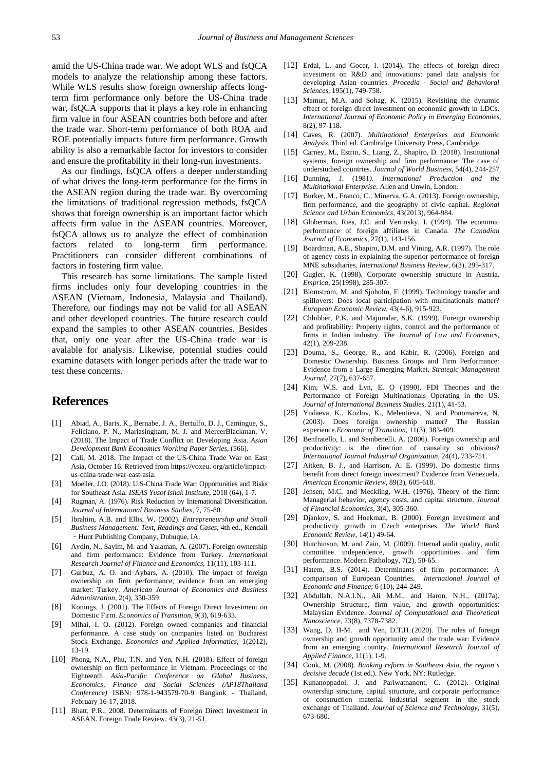amid the US-China trade war. We adopt WLS and fsQCA models to analyze the relationship among these factors. While WLS results show foreign ownership affects long-term firm performance only before the US-China trade war, fsQCA supports that it plays a key role in enhancing firm value in four ASEAN countries both before and after the trade war. Short-term performance of both ROA and ROE potentially impacts future firm performance. Growth ability is also a remarkable factor for investors to consider and ensure the profitability in their long-run investments.

As our findings, fsQCA offers a deeper understanding of what drives the long-term performance for the firms in the ASEAN region during the trade war. By overcoming the limitations of traditional regression methods, fsQCA shows that foreign ownership is an important factor which affects firm value in the ASEAN countries. Moreover, fsQCA allows us to analyze the effect of combination factors related to long-term firm performance. Practitioners can consider different combinations of factors in fostering firm value.

This research has some limitations. The sample listed firms includes only four developing countries in the ASEAN (Vietnam, Indonesia, Malaysia and Thailand). Therefore, our findings may not be valid for all ASEAN and other developed countries. The future research could expand the samples to other ASEAN countries. Besides that, only one year after the US-China trade war is avalable for analysis. Likewise, potential studies could examine datasets with longer periods after the trade war to test these concerns.

# References

[1] Abiad, A., Baris, K., Bernabe, J. A., Bertulfo, D. J., Camingue, S., Feliciano, P. N., Mariasingham, M. J. and MercerBlackman, V. (2018). The Impact of Trade Conflict on Developing Asia. *Asian Development Bank Economics Working Paper Series*, (566).

[2] Cali, M. 2018. The Impact of the US-China Trade War on East Asia, October 16. Retrieved from https://voxeu. org/article/impact-us-china-trade-war-east-asia.

[3] Moeller, J.O. (2018). U.S-China Trade War: Opportunities and Risks for Southeast Asia. *ISEAS Yusof Ishak Institute*, 2018 (64), 1-7.

[4] Rugman, A. (1976). Risk Reduction by International Diversification. *Journal of International Business Studies*, 7, 75-80.

[5] Ibrahim, A.B. and Ellis, W. (2002). *Entrepreneurship and Small Business Management: Text, Readings and Cases*, 4th ed., Kendall - Hunt Publishing Company, Dubuque, IA.

[6] Aydin, N., Sayim, M. and Yalaman, A. (2007). Foreign ownership and firm performance: Evidence from Turkey. *International Research Journal of Finance and Economics*, 11(11), 103-111.

[7] Gurbuz, A. O. and Aybars, A. (2010). The impact of foreign ownership on firm performance, evidence from an emerging market: Turkey. *American Journal of Economics and Business Administration*, 2(4), 350-359.

[8] Konings, J. (2001). The Effects of Foreign Direct Investment on Domestic Firm. *Economics of Transition*, 9(3), 619-633.

[9] Mihai, I. O. (2012). Foreign owned companies and financial performance. A case study on companies listed on Bucharest Stock Exchange. *Economics and Applied Informatics*, 1(2012), 13-19.

[10] Phong, N.A., Phu, T.N. and Yen, N.H. (2018). Effect of foreign ownership on firm performance in Vietnam. Proceedings of the Eighteenth *Asia-Pacific Conference on Global Business, Economics, Finance and Social Sciences (AP18Thailand Conference)* ISBN: 978-1-943579-70-9 Bangkok - Thailand, February 16-17, 2018.

[11] Bhatt, P.R., 2008. Determinants of Foreign Direct Investment in ASEAN. Foreign Trade Review, 43(3), 21-51.

[12] Erdal, L. and Gocer, I. (2014). The effects of foreign direct investment on R&D and innovations: panel data analysis for developing Asian countries. *Procedia - Social and Behavioral Sciences*, 195(1), 749-758.

[13] Mamun, M.A. and Sohag, K. (2015). Revisiting the dynamic effect of foreign direct investment on economic growth in LDCs. *International Journal of Economic Policy in Emerging Economies*, 8(2), 97-118.

[14] Caves, R. (2007). *Multinational Enterprises and Economic Analysis*, Third ed. Cambridge University Press, Cambridge.

[15] Carney, M., Estrin, S., Liang, Z., Shapiro, D. (2018). Institutional systems, foreign ownership and firm performance: The case of understudied countries. *Journal of World Business*, 54(4), 244-257.

[16] Dunning, J. (1981). *International Production and the Multinational Enterprise*. Allen and Unwin, London.

[17] Burker, M., Franco, C., Minerva, G.A. (2013). Foreign ownership, firm performance, and the geography of civic capital. *Regional Science and Urban Economics*, 43(2013), 964-984.

[18] Globerman, Ries, J.C. and Vertinsky, I. (1994). The economic performance of foreign affiliates in Canada. *The Canadian Journal of Economics*, 27(1), 143-156.

[19] Boardman, A.E., Shapiro, D.M. and Vining, A.R. (1997). The role of agency costs in explaining the superior performance of foreign MNE subsidiaries. *International Business Review*, 6(3), 295-317.

[20] Gugler, K. (1998). Corporate ownership structure in Austria. *Emprica*, 25(1998), 285-307.

[21] Blomstrom, M. and Sjoholm, F. (1999). Technology transfer and spillovers: Does local participation with multinationals matter? *European Economic Review*, 43(4-6), 915-923.

[22] Chhibber, P.K. and Majumdar, S.K. (1999). Foreign ownership and profitability: Property rights, control and the performance of firms in Indian industry. *The Journal of Law and Economics*, 42(1), 209-238.

[23] Douma, S., George, R., and Kabir, R. (2006). Foreign and Domestic Ownership, Business Groups and Firm Performance: Evidence from a Large Emerging Market. *Strategic Management Journal*, 27(7), 637-657.

[24] Kim, W.S. and Lyn, E. O (1990). FDI Theories and the Performance of Foreign Multinationals Operating in the US. *Journal of International Business Studies*, 21(1), 41-53.

[25] Yudaeva, K., Kozlov, K., Melentieva, N. and Ponomareva, N. (2003). Does foreign ownership matter? The Russian experience.*Economic of Transition*, 11(3), 383-409.

[26] Benfratello, L. and Sembenelli, A. (2006). Foreign ownership and productivity: is the direction of causality so obivious? *International Journal Industrial Organization*, 24(4), 733-751.

[27] Aitken, B. J., and Harrison, A. E. (1999). Do domestic firms benefit from direct foreign investment? Evidence from Venezuela. *American Economic Review*, 89(3), 605-618.

[28] Jensen, M.C. and Meckling, W.H. (1976). Theory of the firm: Managerial behavior, agency costs, and capital structure. *Journal of Financial Economics*, 3(4), 305-360.

[29] Djankov, S. and Hoekman, B. (2000). Foreign investment and productivity growth in Czech enterprises. *The World Bank Economic Review*, 14(1) 49-64.

[30] Hutchinson, M. and Zain, M. (2009). Internal audit quality, audit committee independence, growth opportunities and firm performance. Modern Pathology, 7(2), 50-65.

[31] Hatem, B.S. (2014). Determinants of firm performance: A comparison of European Countries. *International Journal of Economic and Finance*; 6 (10), 244-249.

[32] Abdullah, N.A.I.N., Ali M.M., and Haron, N.H., (2017a). Ownership Structure, firm value, and growth opportunities: Malaysian Evidence. *Journal of Computational and Theoretical Nanoscience*, 23(8), 7378-7382.

[33] Wang, D, H-M. and Yen, D.T.H (2020). The roles of foreign ownership and growth opportunity amid the trade war: Evidence from an emerging country. *International Research Journal of Applied Finance*, 11(1), 1-9.

[34] Cook, M. (2008). *Banking reform in Southeast Asia, the region's decisive decade* (1st ed.). New York, NY: Rutledge.

[35] Kunanoppadol, J. and Pariwatnanont, C. (2012). Original ownership structure, capital structure, and corporate performance of construction material industrial segment in the stock exchange of Thailand. *Journal of Science and Technology*, 31(5), 673-680.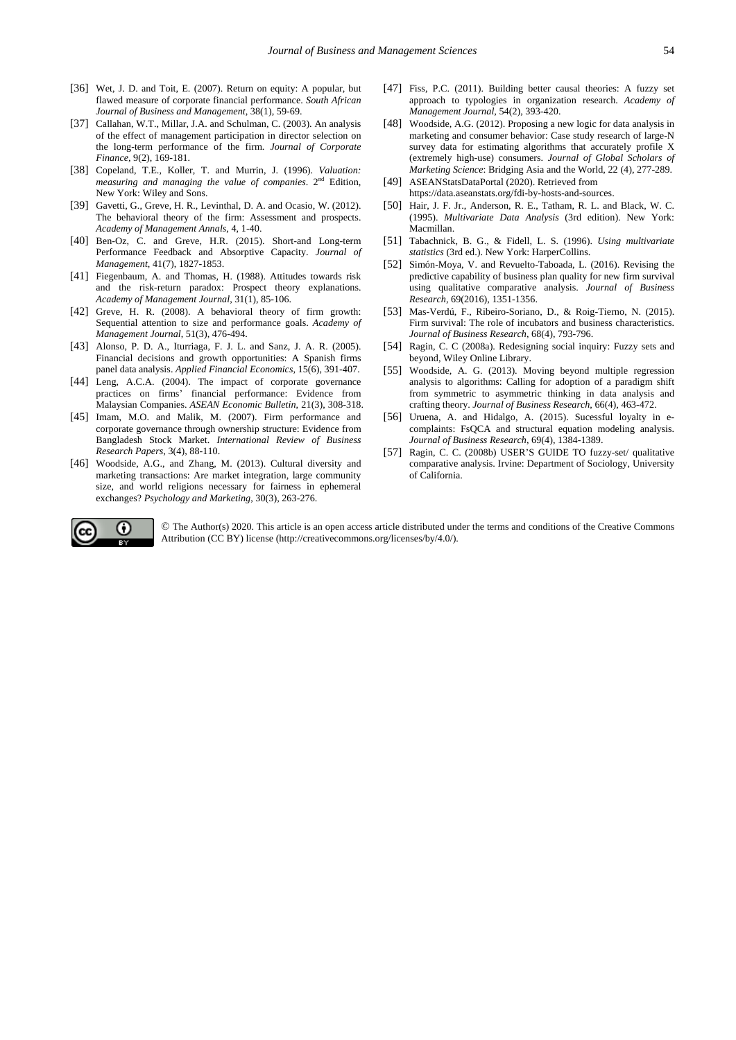[36] Wet, J. D. and Toit, E. (2007). Return on equity: A popular, but flawed measure of corporate financial performance. *South African Journal of Business and Management*, 38(1), 59-69.

[37] Callahan, W.T., Millar, J.A. and Schulman, C. (2003). An analysis of the effect of management participation in director selection on the long-term performance of the firm. *Journal of Corporate Finance*, 9(2), 169-181.

[38] Copeland, T.E., Koller, T. and Murrin, J. (1996). *Valuation: measuring and managing the value of companies*. 2nd Edition, New York: Wiley and Sons.

[39] Gavetti, G., Greve, H. R., Levinthal, D. A. and Ocasio, W. (2012). The behavioral theory of the firm: Assessment and prospects. *Academy of Management Annals*, 4, 1-40.

[40] Ben-Oz, C. and Greve, H.R. (2015). Short-and Long-term Performance Feedback and Absorptive Capacity. *Journal of Management*, 41(7), 1827-1853.

[41] Fiegenbaum, A. and Thomas, H. (1988). Attitudes towards risk and the risk-return paradox: Prospect theory explanations. *Academy of Management Journal*, 31(1), 85-106.

[42] Greve, H. R. (2008). A behavioral theory of firm growth: Sequential attention to size and performance goals. *Academy of Management Journal*, 51(3), 476-494.

[43] Alonso, P. D. A., Iturriaga, F. J. L. and Sanz, J. A. R. (2005). Financial decisions and growth opportunities: A Spanish firms panel data analysis. *Applied Financial Economics*, 15(6), 391-407.

[44] Leng, A.C.A. (2004). The impact of corporate governance practices on firms' financial performance: Evidence from Malaysian Companies. *ASEAN Economic Bulletin*, 21(3), 308-318.

[45] Imam, M.O. and Malik, M. (2007). Firm performance and corporate governance through ownership structure: Evidence from Bangladesh Stock Market. *International Review of Business Research Papers*, 3(4), 88-110.

[46] Woodside, A.G., and Zhang, M. (2013). Cultural diversity and marketing transactions: Are market integration, large community size, and world religions necessary for fairness in ephemeral exchanges? *Psychology and Marketing*, 30(3), 263-276.

[47] Fiss, P.C. (2011). Building better causal theories: A fuzzy set approach to typologies in organization research. *Academy of Management Journal*, 54(2), 393-420.

[48] Woodside, A.G. (2012). Proposing a new logic for data analysis in marketing and consumer behavior: Case study research of large-N survey data for estimating algorithms that accurately profile X (extremely high-use) consumers. *Journal of Global Scholars of Marketing Science*: Bridging Asia and the World, 22 (4), 277-289.

[49] ASEANStatsDataPortal (2020). Retrieved from https://data.aseanstats.org/fdi-by-hosts-and-sources.

[50] Hair, J. F. Jr., Anderson, R. E., Tatham, R. L. and Black, W. C. (1995). *Multivariate Data Analysis* (3rd edition). New York: Macmillan.

[51] Tabachnick, B. G., & Fidell, L. S. (1996). *Using multivariate statistics* (3rd ed.). New York: HarperCollins.

[52] Simón-Moya, V. and Revuelto-Taboada, L. (2016). Revising the predictive capability of business plan quality for new firm survival using qualitative comparative analysis. *Journal of Business Research*, 69(2016), 1351-1356.

[53] Mas-Verdú, F., Ribeiro-Soriano, D., & Roig-Tierno, N. (2015). Firm survival: The role of incubators and business characteristics. *Journal of Business Research*, 68(4), 793-796.

[54] Ragin, C. C (2008a). Redesigning social inquiry: Fuzzy sets and beyond, Wiley Online Library.

[55] Woodside, A. G. (2013). Moving beyond multiple regression analysis to algorithms: Calling for adoption of a paradigm shift from symmetric to asymmetric thinking in data analysis and crafting theory. *Journal of Business Research*, 66(4), 463-472.

[56] Uruena, A. and Hidalgo, A. (2015). Sucessful loyalty in e-complaints: FsQCA and structural equation modeling analysis. *Journal of Business Research*, 69(4), 1384-1389.

[57] Ragin, C. C. (2008b) USER'S GUIDE TO fuzzy-set/ qualitative comparative analysis. Irvine: Department of Sociology, University of California.

© The Author(s) 2020. This article is an open access article distributed under the terms and conditions of the Creative Commons Attribution (CC BY) license (http://creativecommons.org/licenses/by/4.0/).